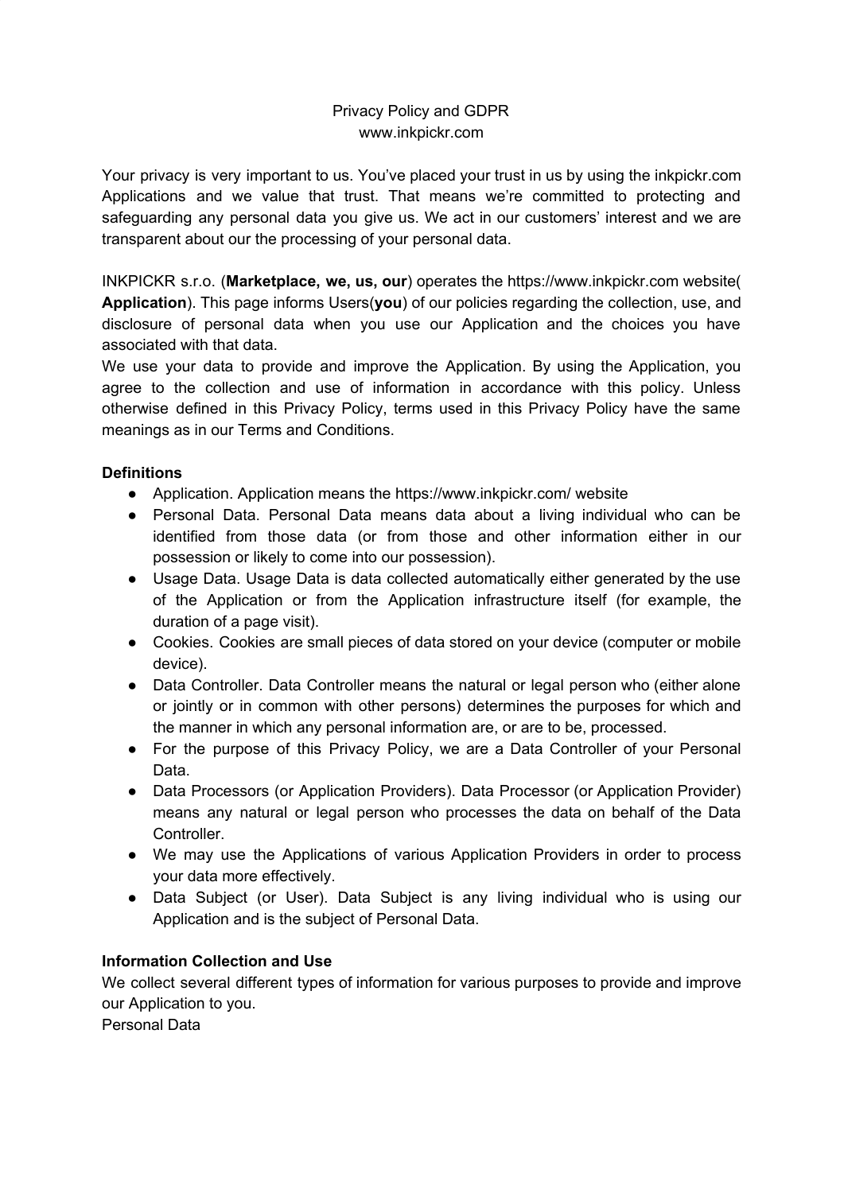Privacy Policy and GDPR
www.inkpickr.com

Your privacy is very important to us. You've placed your trust in us by using the inkpickr.com Applications and we value that trust. That means we're committed to protecting and safeguarding any personal data you give us. We act in our customers' interest and we are transparent about our the processing of your personal data.

INKPICKR s.r.o. (**Marketplace, we, us, our**) operates the https://www.inkpickr.com website( **Application**). This page informs Users(**you**) of our policies regarding the collection, use, and disclosure of personal data when you use our Application and the choices you have associated with that data.
We use your data to provide and improve the Application. By using the Application, you agree to the collection and use of information in accordance with this policy. Unless otherwise defined in this Privacy Policy, terms used in this Privacy Policy have the same meanings as in our Terms and Conditions.

**Definitions**

- Application. Application means the https://www.inkpickr.com/ website
- Personal Data. Personal Data means data about a living individual who can be identified from those data (or from those and other information either in our possession or likely to come into our possession).
- Usage Data. Usage Data is data collected automatically either generated by the use of the Application or from the Application infrastructure itself (for example, the duration of a page visit).
- Cookies. Cookies are small pieces of data stored on your device (computer or mobile device).
- Data Controller. Data Controller means the natural or legal person who (either alone or jointly or in common with other persons) determines the purposes for which and the manner in which any personal information are, or are to be, processed.
- For the purpose of this Privacy Policy, we are a Data Controller of your Personal Data.
- Data Processors (or Application Providers). Data Processor (or Application Provider) means any natural or legal person who processes the data on behalf of the Data Controller.
- We may use the Applications of various Application Providers in order to process your data more effectively.
- Data Subject (or User). Data Subject is any living individual who is using our Application and is the subject of Personal Data.

**Information Collection and Use**

We collect several different types of information for various purposes to provide and improve our Application to you.
Personal Data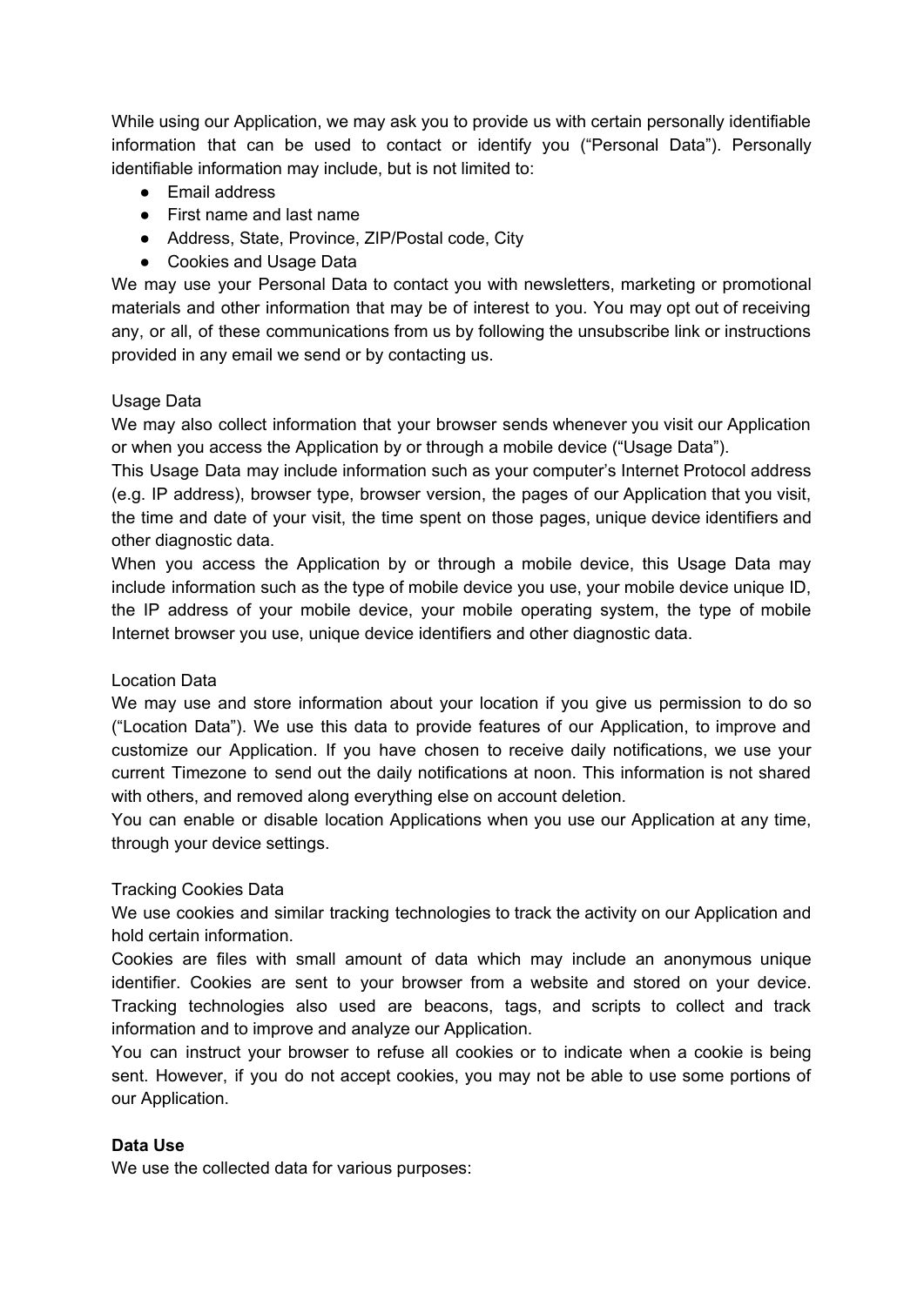While using our Application, we may ask you to provide us with certain personally identifiable information that can be used to contact or identify you ("Personal Data"). Personally identifiable information may include, but is not limited to:

- Email address
- First name and last name
- Address, State, Province, ZIP/Postal code, City
- Cookies and Usage Data

We may use your Personal Data to contact you with newsletters, marketing or promotional materials and other information that may be of interest to you. You may opt out of receiving any, or all, of these communications from us by following the unsubscribe link or instructions provided in any email we send or by contacting us.

Usage Data

We may also collect information that your browser sends whenever you visit our Application or when you access the Application by or through a mobile device ("Usage Data").

This Usage Data may include information such as your computer's Internet Protocol address (e.g. IP address), browser type, browser version, the pages of our Application that you visit, the time and date of your visit, the time spent on those pages, unique device identifiers and other diagnostic data.

When you access the Application by or through a mobile device, this Usage Data may include information such as the type of mobile device you use, your mobile device unique ID, the IP address of your mobile device, your mobile operating system, the type of mobile Internet browser you use, unique device identifiers and other diagnostic data.

Location Data

We may use and store information about your location if you give us permission to do so ("Location Data"). We use this data to provide features of our Application, to improve and customize our Application. If you have chosen to receive daily notifications, we use your current Timezone to send out the daily notifications at noon. This information is not shared with others, and removed along everything else on account deletion.

You can enable or disable location Applications when you use our Application at any time, through your device settings.

Tracking Cookies Data

We use cookies and similar tracking technologies to track the activity on our Application and hold certain information.

Cookies are files with small amount of data which may include an anonymous unique identifier. Cookies are sent to your browser from a website and stored on your device. Tracking technologies also used are beacons, tags, and scripts to collect and track information and to improve and analyze our Application.

You can instruct your browser to refuse all cookies or to indicate when a cookie is being sent. However, if you do not accept cookies, you may not be able to use some portions of our Application.

**Data Use**

We use the collected data for various purposes: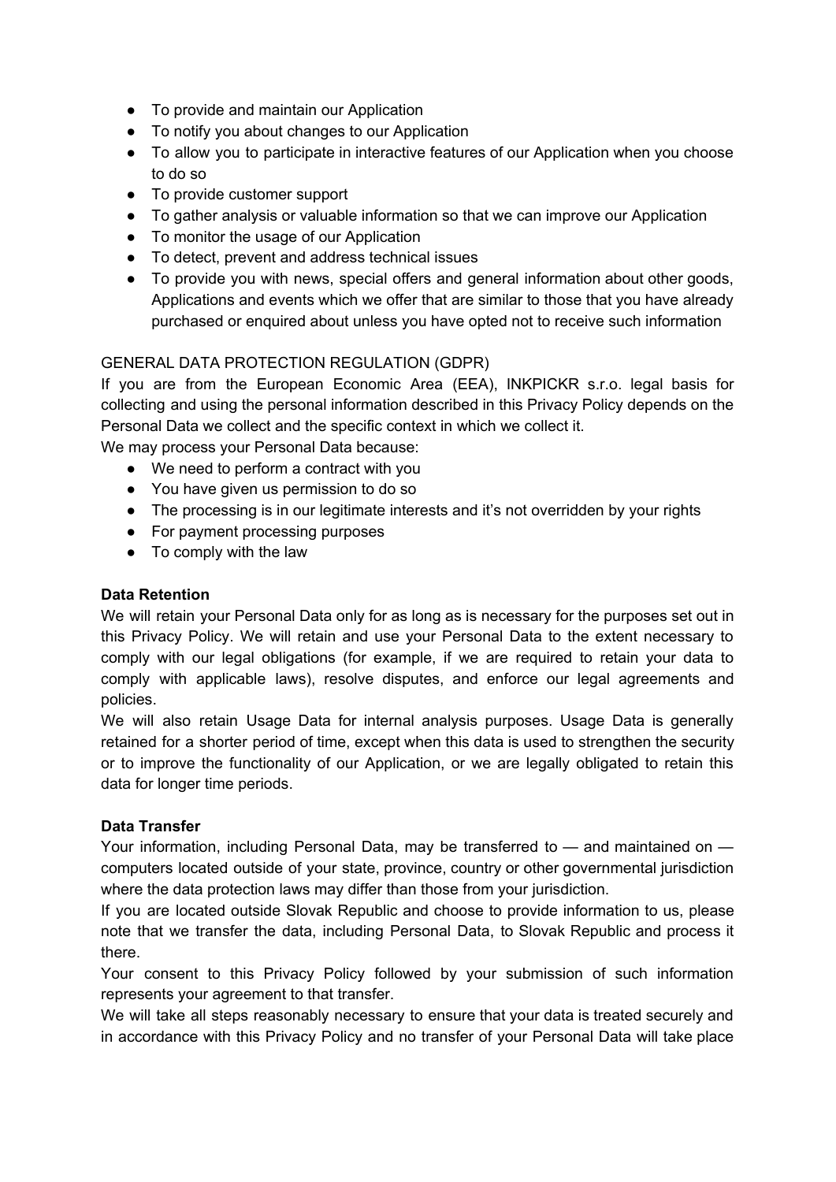- To provide and maintain our Application
- To notify you about changes to our Application
- To allow you to participate in interactive features of our Application when you choose to do so
- To provide customer support
- To gather analysis or valuable information so that we can improve our Application
- To monitor the usage of our Application
- To detect, prevent and address technical issues
- To provide you with news, special offers and general information about other goods, Applications and events which we offer that are similar to those that you have already purchased or enquired about unless you have opted not to receive such information

GENERAL DATA PROTECTION REGULATION (GDPR)

If you are from the European Economic Area (EEA), INKPICKR s.r.o. legal basis for collecting and using the personal information described in this Privacy Policy depends on the Personal Data we collect and the specific context in which we collect it.

We may process your Personal Data because:

- We need to perform a contract with you
- You have given us permission to do so
- The processing is in our legitimate interests and it's not overridden by your rights
- For payment processing purposes
- To comply with the law

**Data Retention**

We will retain your Personal Data only for as long as is necessary for the purposes set out in this Privacy Policy. We will retain and use your Personal Data to the extent necessary to comply with our legal obligations (for example, if we are required to retain your data to comply with applicable laws), resolve disputes, and enforce our legal agreements and policies.

We will also retain Usage Data for internal analysis purposes. Usage Data is generally retained for a shorter period of time, except when this data is used to strengthen the security or to improve the functionality of our Application, or we are legally obligated to retain this data for longer time periods.

**Data Transfer**

Your information, including Personal Data, may be transferred to — and maintained on — computers located outside of your state, province, country or other governmental jurisdiction where the data protection laws may differ than those from your jurisdiction.

If you are located outside Slovak Republic and choose to provide information to us, please note that we transfer the data, including Personal Data, to Slovak Republic and process it there.

Your consent to this Privacy Policy followed by your submission of such information represents your agreement to that transfer.

We will take all steps reasonably necessary to ensure that your data is treated securely and in accordance with this Privacy Policy and no transfer of your Personal Data will take place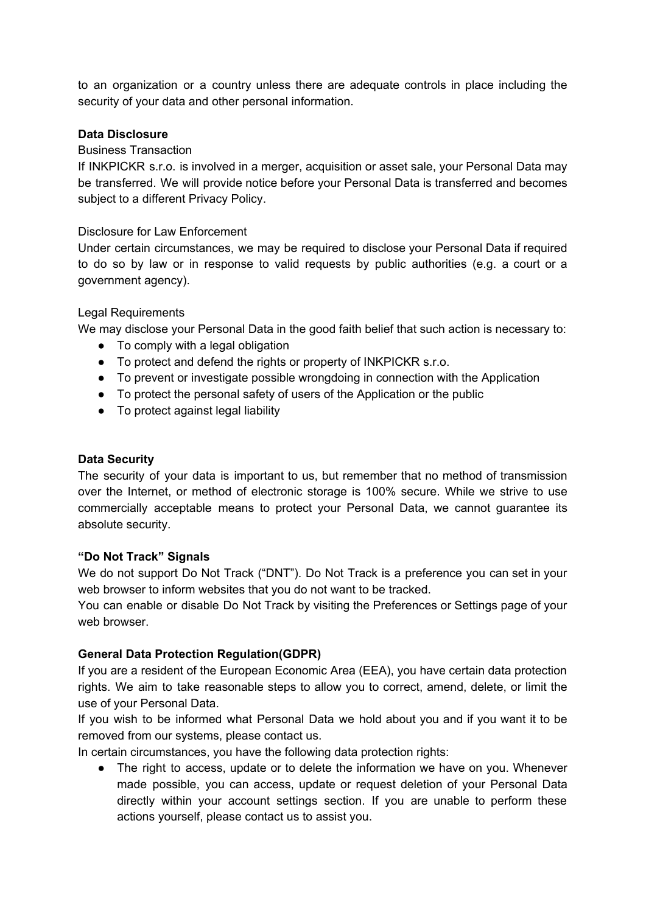to an organization or a country unless there are adequate controls in place including the security of your data and other personal information.

**Data Disclosure**

Business Transaction

If INKPICKR s.r.o. is involved in a merger, acquisition or asset sale, your Personal Data may be transferred. We will provide notice before your Personal Data is transferred and becomes subject to a different Privacy Policy.

Disclosure for Law Enforcement

Under certain circumstances, we may be required to disclose your Personal Data if required to do so by law or in response to valid requests by public authorities (e.g. a court or a government agency).

Legal Requirements

We may disclose your Personal Data in the good faith belief that such action is necessary to:

- To comply with a legal obligation
- To protect and defend the rights or property of INKPICKR s.r.o.
- To prevent or investigate possible wrongdoing in connection with the Application
- To protect the personal safety of users of the Application or the public
- To protect against legal liability

**Data Security**

The security of your data is important to us, but remember that no method of transmission over the Internet, or method of electronic storage is 100% secure. While we strive to use commercially acceptable means to protect your Personal Data, we cannot guarantee its absolute security.

**"Do Not Track" Signals**

We do not support Do Not Track ("DNT"). Do Not Track is a preference you can set in your web browser to inform websites that you do not want to be tracked.

You can enable or disable Do Not Track by visiting the Preferences or Settings page of your web browser.

**General Data Protection Regulation(GDPR)**

If you are a resident of the European Economic Area (EEA), you have certain data protection rights. We aim to take reasonable steps to allow you to correct, amend, delete, or limit the use of your Personal Data.

If you wish to be informed what Personal Data we hold about you and if you want it to be removed from our systems, please contact us.

In certain circumstances, you have the following data protection rights:

- The right to access, update or to delete the information we have on you. Whenever made possible, you can access, update or request deletion of your Personal Data directly within your account settings section. If you are unable to perform these actions yourself, please contact us to assist you.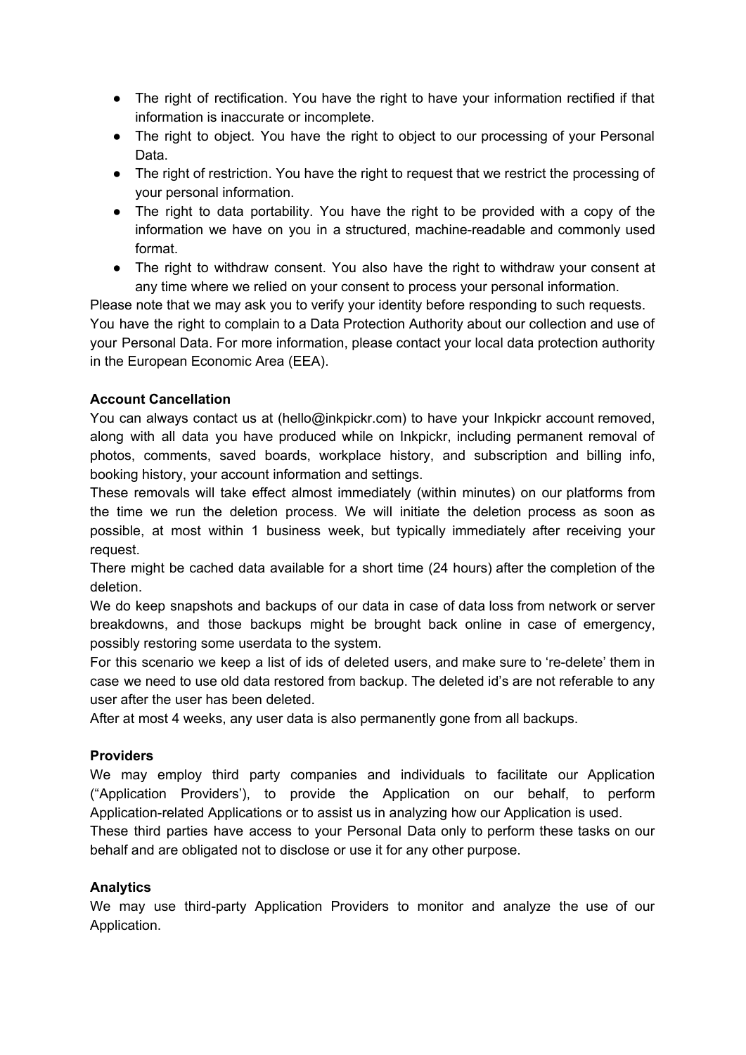- The right of rectification. You have the right to have your information rectified if that information is inaccurate or incomplete.
- The right to object. You have the right to object to our processing of your Personal Data.
- The right of restriction. You have the right to request that we restrict the processing of your personal information.
- The right to data portability. You have the right to be provided with a copy of the information we have on you in a structured, machine-readable and commonly used format.
- The right to withdraw consent. You also have the right to withdraw your consent at any time where we relied on your consent to process your personal information.

Please note that we may ask you to verify your identity before responding to such requests.
You have the right to complain to a Data Protection Authority about our collection and use of your Personal Data. For more information, please contact your local data protection authority in the European Economic Area (EEA).

**Account Cancellation**

You can always contact us at (hello@inkpickr.com) to have your Inkpickr account removed, along with all data you have produced while on Inkpickr, including permanent removal of photos, comments, saved boards, workplace history, and subscription and billing info, booking history, your account information and settings.

These removals will take effect almost immediately (within minutes) on our platforms from the time we run the deletion process. We will initiate the deletion process as soon as possible, at most within 1 business week, but typically immediately after receiving your request.

There might be cached data available for a short time (24 hours) after the completion of the deletion.

We do keep snapshots and backups of our data in case of data loss from network or server breakdowns, and those backups might be brought back online in case of emergency, possibly restoring some userdata to the system.

For this scenario we keep a list of ids of deleted users, and make sure to 're-delete' them in case we need to use old data restored from backup. The deleted id's are not referable to any user after the user has been deleted.

After at most 4 weeks, any user data is also permanently gone from all backups.

**Providers**

We may employ third party companies and individuals to facilitate our Application ("Application Providers'), to provide the Application on our behalf, to perform Application-related Applications or to assist us in analyzing how our Application is used.

These third parties have access to your Personal Data only to perform these tasks on our behalf and are obligated not to disclose or use it for any other purpose.

**Analytics**

We may use third-party Application Providers to monitor and analyze the use of our Application.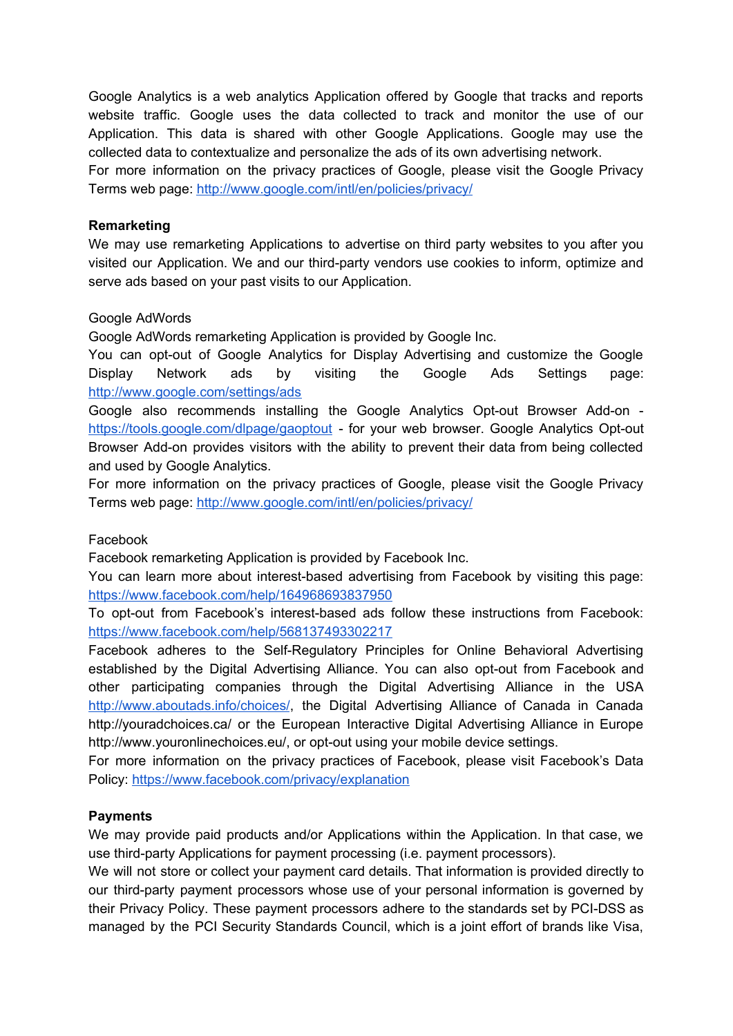Google Analytics is a web analytics Application offered by Google that tracks and reports website traffic. Google uses the data collected to track and monitor the use of our Application. This data is shared with other Google Applications. Google may use the collected data to contextualize and personalize the ads of its own advertising network.
For more information on the privacy practices of Google, please visit the Google Privacy Terms web page: [http://www.google.com/intl/en/policies/privacy/](http://www.google.com/intl/en/policies/privacy/)

**Remarketing**
We may use remarketing Applications to advertise on third party websites to you after you visited our Application. We and our third-party vendors use cookies to inform, optimize and serve ads based on your past visits to our Application.

Google AdWords
Google AdWords remarketing Application is provided by Google Inc.
You can opt-out of Google Analytics for Display Advertising and customize the Google Display Network ads by visiting the Google Ads Settings page: [http://www.google.com/settings/ads](http://www.google.com/settings/ads)
Google also recommends installing the Google Analytics Opt-out Browser Add-on - [https://tools.google.com/dlpage/gaoptout](https://tools.google.com/dlpage/gaoptout) - for your web browser. Google Analytics Opt-out Browser Add-on provides visitors with the ability to prevent their data from being collected and used by Google Analytics.
For more information on the privacy practices of Google, please visit the Google Privacy Terms web page: [http://www.google.com/intl/en/policies/privacy/](http://www.google.com/intl/en/policies/privacy/)

Facebook
Facebook remarketing Application is provided by Facebook Inc.
You can learn more about interest-based advertising from Facebook by visiting this page: [https://www.facebook.com/help/164968693837950](https://www.facebook.com/help/164968693837950)
To opt-out from Facebook's interest-based ads follow these instructions from Facebook: [https://www.facebook.com/help/568137493302217](https://www.facebook.com/help/568137493302217)
Facebook adheres to the Self-Regulatory Principles for Online Behavioral Advertising established by the Digital Advertising Alliance. You can also opt-out from Facebook and other participating companies through the Digital Advertising Alliance in the USA [http://www.aboutads.info/choices/](http://www.aboutads.info/choices/), the Digital Advertising Alliance of Canada in Canada http://youradchoices.ca/ or the European Interactive Digital Advertising Alliance in Europe http://www.youronlinechoices.eu/, or opt-out using your mobile device settings.
For more information on the privacy practices of Facebook, please visit Facebook's Data Policy: [https://www.facebook.com/privacy/explanation](https://www.facebook.com/privacy/explanation)

**Payments**
We may provide paid products and/or Applications within the Application. In that case, we use third-party Applications for payment processing (i.e. payment processors).
We will not store or collect your payment card details. That information is provided directly to our third-party payment processors whose use of your personal information is governed by their Privacy Policy. These payment processors adhere to the standards set by PCI-DSS as managed by the PCI Security Standards Council, which is a joint effort of brands like Visa,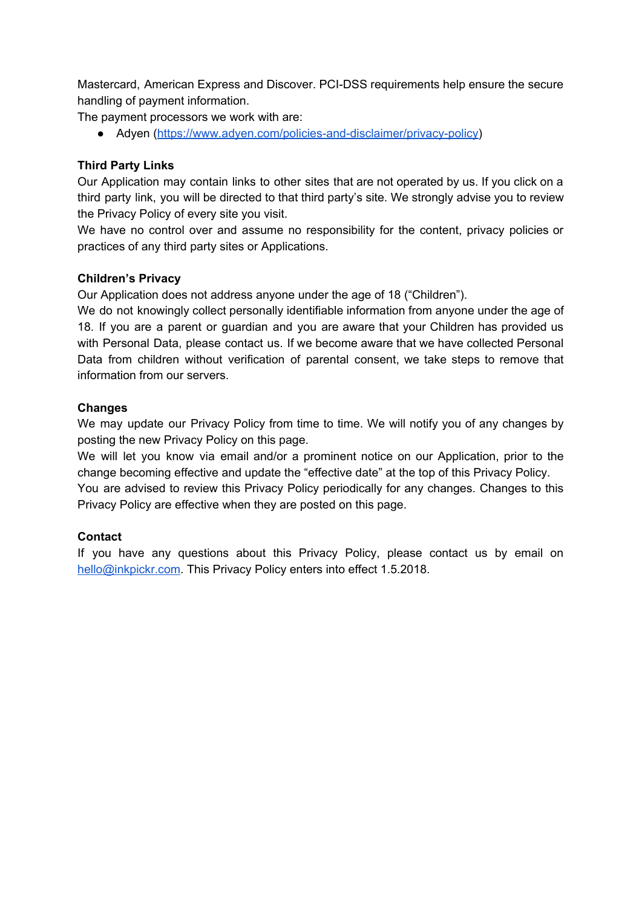Mastercard, American Express and Discover. PCI-DSS requirements help ensure the secure handling of payment information.

The payment processors we work with are:

- Adyen (https://www.adyen.com/policies-and-disclaimer/privacy-policy)

**Third Party Links**

Our Application may contain links to other sites that are not operated by us. If you click on a third party link, you will be directed to that third party's site. We strongly advise you to review the Privacy Policy of every site you visit.

We have no control over and assume no responsibility for the content, privacy policies or practices of any third party sites or Applications.

**Children's Privacy**

Our Application does not address anyone under the age of 18 ("Children").

We do not knowingly collect personally identifiable information from anyone under the age of 18. If you are a parent or guardian and you are aware that your Children has provided us with Personal Data, please contact us. If we become aware that we have collected Personal Data from children without verification of parental consent, we take steps to remove that information from our servers.

**Changes**

We may update our Privacy Policy from time to time. We will notify you of any changes by posting the new Privacy Policy on this page.

We will let you know via email and/or a prominent notice on our Application, prior to the change becoming effective and update the "effective date" at the top of this Privacy Policy.

You are advised to review this Privacy Policy periodically for any changes. Changes to this Privacy Policy are effective when they are posted on this page.

**Contact**

If you have any questions about this Privacy Policy, please contact us by email on hello@inkpickr.com. This Privacy Policy enters into effect 1.5.2018.